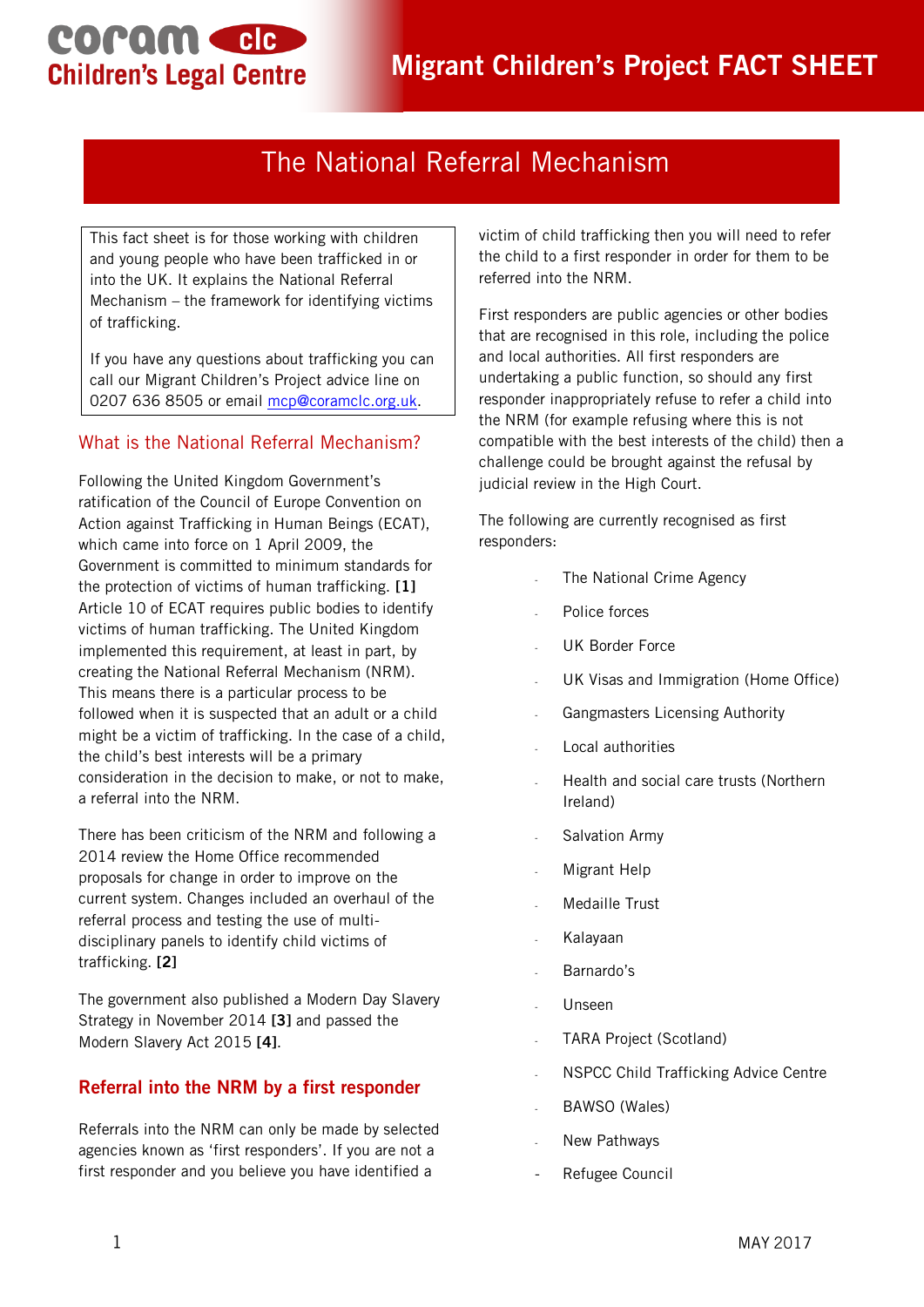# Migrant Children's Project FACT SHEET

## The National Referral Mechanism

This fact sheet is for those working with children and young people who have been trafficked in or into the UK. It explains the National Referral Mechanism – the framework for identifying victims of trafficking.

If you have any questions about trafficking you can call our Migrant Children's Project advice line on 0207 636 8505 or email mcp@coramclc.org.uk.

### What is the National Referral Mechanism?

Following the United Kingdom Government's ratification of the Council of Europe Convention on Action against Trafficking in Human Beings (ECAT), which came into force on 1 April 2009, the Government is committed to minimum standards for the protection of victims of human trafficking. **[1]** Article 10 of ECAT requires public bodies to identify victims of human trafficking. The United Kingdom implemented this requirement, at least in part, by creating the National Referral Mechanism (NRM). This means there is a particular process to be followed when it is suspected that an adult or a child might be a victim of trafficking. In the case of a child, the child's best interests will be a primary consideration in the decision to make, or not to make, a referral into the NRM.

There has been criticism of the NRM and following a 2014 review the Home Office recommended proposals for change in order to improve on the current system. Changes included an overhaul of the referral process and testing the use of multi-disciplinary panels to identify child victims of trafficking. **[2]**

The government also published a Modern Day Slavery Strategy in November 2014 **[3]** and passed the Modern Slavery Act 2015 **[4]**.

### Referral into the NRM by a first responder

Referrals into the NRM can only be made by selected agencies known as 'first responders'. If you are not a first responder and you believe you have identified a victim of child trafficking then you will need to refer the child to a first responder in order for them to be referred into the NRM.

First responders are public agencies or other bodies that are recognised in this role, including the police and local authorities. All first responders are undertaking a public function, so should any first responder inappropriately refuse to refer a child into the NRM (for example refusing where this is not compatible with the best interests of the child) then a challenge could be brought against the refusal by judicial review in the High Court.

The following are currently recognised as first responders:

- The National Crime Agency
- Police forces
- UK Border Force
- UK Visas and Immigration (Home Office)
- Gangmasters Licensing Authority
- Local authorities
- Health and social care trusts (Northern Ireland)
- Salvation Army
- Migrant Help
- Medaille Trust
- Kalayaan
- Barnardo's
- Unseen
- TARA Project (Scotland)
- NSPCC Child Trafficking Advice Centre
- BAWSO (Wales)
- New Pathways
- Refugee Council

MAY 2017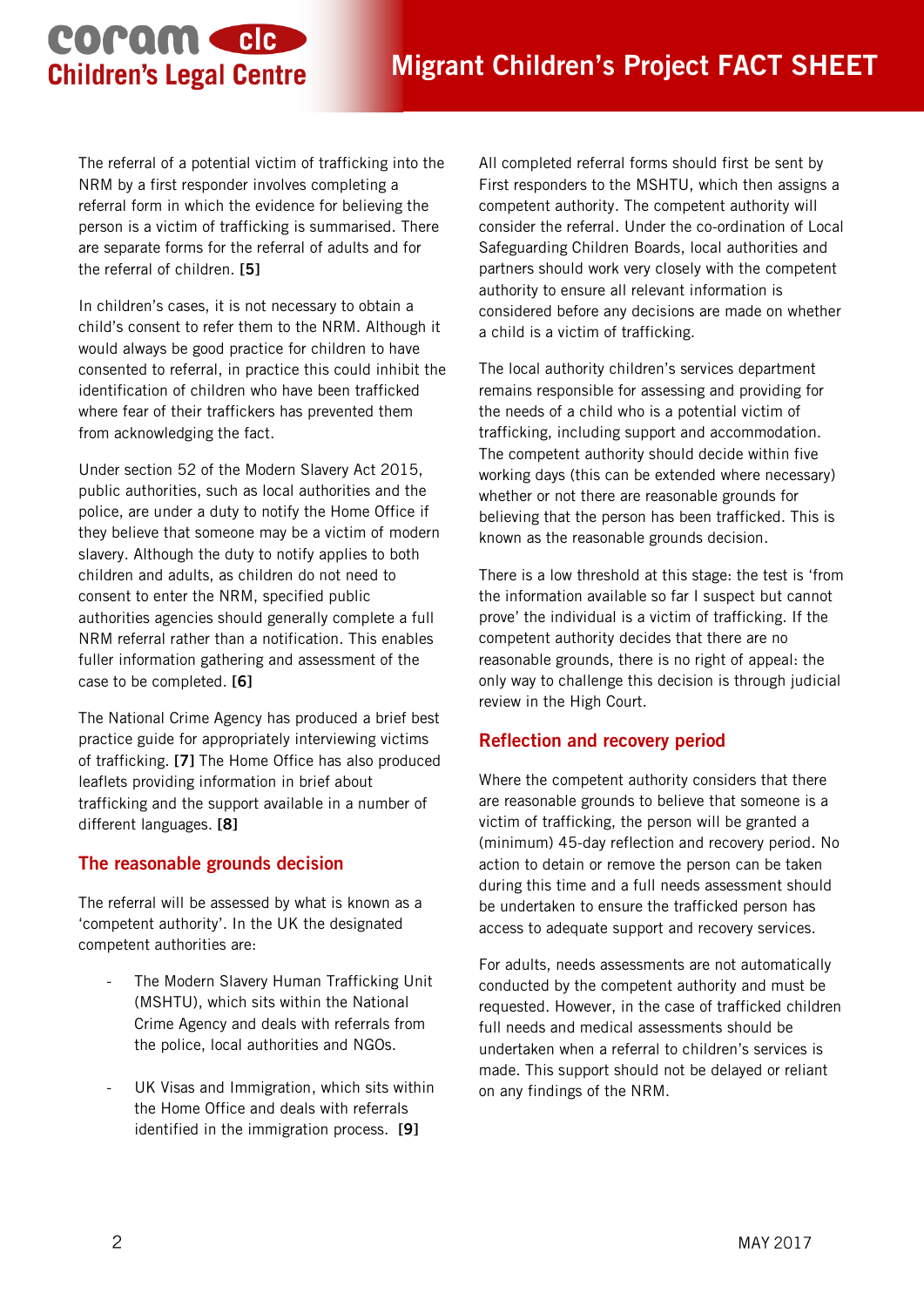The referral of a potential victim of trafficking into the NRM by a first responder involves completing a referral form in which the evidence for believing the person is a victim of trafficking is summarised. There are separate forms for the referral of adults and for the referral of children. **[5]**

In children's cases, it is not necessary to obtain a child's consent to refer them to the NRM. Although it would always be good practice for children to have consented to referral, in practice this could inhibit the identification of children who have been trafficked where fear of their traffickers has prevented them from acknowledging the fact.

Under section 52 of the Modern Slavery Act 2015, public authorities, such as local authorities and the police, are under a duty to notify the Home Office if they believe that someone may be a victim of modern slavery. Although the duty to notify applies to both children and adults, as children do not need to consent to enter the NRM, specified public authorities agencies should generally complete a full NRM referral rather than a notification. This enables fuller information gathering and assessment of the case to be completed. **[6]**

The National Crime Agency has produced a brief best practice guide for appropriately interviewing victims of trafficking. **[7]** The Home Office has also produced leaflets providing information in brief about trafficking and the support available in a number of different languages. **[8]**

## The reasonable grounds decision

The referral will be assessed by what is known as a 'competent authority'. In the UK the designated competent authorities are:

- The Modern Slavery Human Trafficking Unit (MSHTU), which sits within the National Crime Agency and deals with referrals from the police, local authorities and NGOs.
- UK Visas and Immigration, which sits within the Home Office and deals with referrals identified in the immigration process. **[9]**

All completed referral forms should first be sent by First responders to the MSHTU, which then assigns a competent authority. The competent authority will consider the referral. Under the co-ordination of Local Safeguarding Children Boards, local authorities and partners should work very closely with the competent authority to ensure all relevant information is considered before any decisions are made on whether a child is a victim of trafficking.

The local authority children's services department remains responsible for assessing and providing for the needs of a child who is a potential victim of trafficking, including support and accommodation. The competent authority should decide within five working days (this can be extended where necessary) whether or not there are reasonable grounds for believing that the person has been trafficked. This is known as the reasonable grounds decision.

There is a low threshold at this stage: the test is 'from the information available so far I suspect but cannot prove' the individual is a victim of trafficking. If the competent authority decides that there are no reasonable grounds, there is no right of appeal: the only way to challenge this decision is through judicial review in the High Court.

## Reflection and recovery period

Where the competent authority considers that there are reasonable grounds to believe that someone is a victim of trafficking, the person will be granted a (minimum) 45-day reflection and recovery period. No action to detain or remove the person can be taken during this time and a full needs assessment should be undertaken to ensure the trafficked person has access to adequate support and recovery services.

For adults, needs assessments are not automatically conducted by the competent authority and must be requested. However, in the case of trafficked children full needs and medical assessments should be undertaken when a referral to children's services is made. This support should not be delayed or reliant on any findings of the NRM.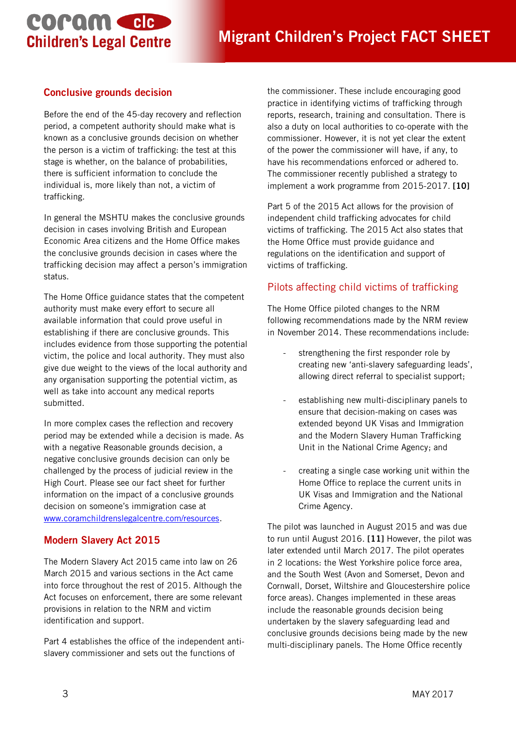## Conclusive grounds decision

Before the end of the 45-day recovery and reflection period, a competent authority should make what is known as a conclusive grounds decision on whether the person is a victim of trafficking: the test at this stage is whether, on the balance of probabilities, there is sufficient information to conclude the individual is, more likely than not, a victim of trafficking.

In general the MSHTU makes the conclusive grounds decision in cases involving British and European Economic Area citizens and the Home Office makes the conclusive grounds decision in cases where the trafficking decision may affect a person's immigration status.

The Home Office guidance states that the competent authority must make every effort to secure all available information that could prove useful in establishing if there are conclusive grounds. This includes evidence from those supporting the potential victim, the police and local authority. They must also give due weight to the views of the local authority and any organisation supporting the potential victim, as well as take into account any medical reports submitted.

In more complex cases the reflection and recovery period may be extended while a decision is made. As with a negative Reasonable grounds decision, a negative conclusive grounds decision can only be challenged by the process of judicial review in the High Court. Please see our fact sheet for further information on the impact of a conclusive grounds decision on someone's immigration case at www.coramchildrenslegalcentre.com/resources.

## Modern Slavery Act 2015

The Modern Slavery Act 2015 came into law on 26 March 2015 and various sections in the Act came into force throughout the rest of 2015. Although the Act focuses on enforcement, there are some relevant provisions in relation to the NRM and victim identification and support.

Part 4 establishes the office of the independent anti-slavery commissioner and sets out the functions of the commissioner. These include encouraging good practice in identifying victims of trafficking through reports, research, training and consultation. There is also a duty on local authorities to co-operate with the commissioner. However, it is not yet clear the extent of the power the commissioner will have, if any, to have his recommendations enforced or adhered to. The commissioner recently published a strategy to implement a work programme from 2015-2017. **[10]**

Part 5 of the 2015 Act allows for the provision of independent child trafficking advocates for child victims of trafficking. The 2015 Act also states that the Home Office must provide guidance and regulations on the identification and support of victims of trafficking.

## Pilots affecting child victims of trafficking

The Home Office piloted changes to the NRM following recommendations made by the NRM review in November 2014. These recommendations include:

- strengthening the first responder role by creating new 'anti-slavery safeguarding leads', allowing direct referral to specialist support;
- establishing new multi-disciplinary panels to ensure that decision-making on cases was extended beyond UK Visas and Immigration and the Modern Slavery Human Trafficking Unit in the National Crime Agency; and
- creating a single case working unit within the Home Office to replace the current units in UK Visas and Immigration and the National Crime Agency.

The pilot was launched in August 2015 and was due to run until August 2016. **[11]** However, the pilot was later extended until March 2017. The pilot operates in 2 locations: the West Yorkshire police force area, and the South West (Avon and Somerset, Devon and Cornwall, Dorset, Wiltshire and Gloucestershire police force areas). Changes implemented in these areas include the reasonable grounds decision being undertaken by the slavery safeguarding lead and conclusive grounds decisions being made by the new multi-disciplinary panels. The Home Office recently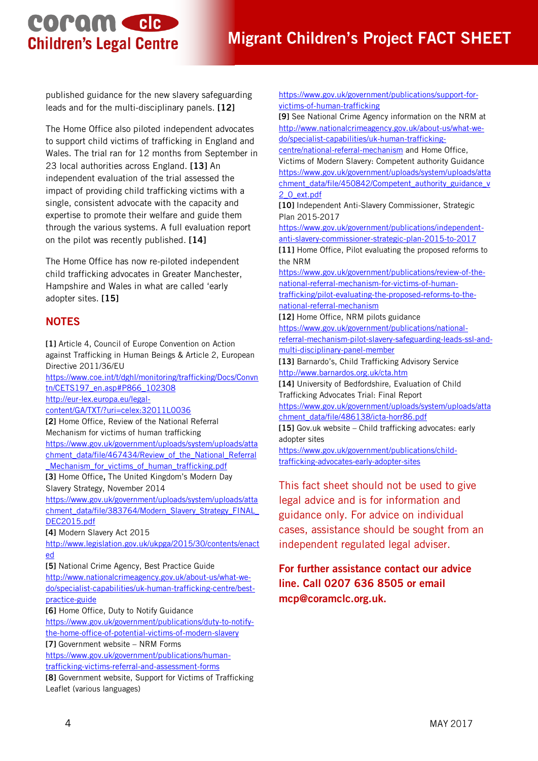published guidance for the new slavery safeguarding leads and for the multi-disciplinary panels. **[12]**

The Home Office also piloted independent advocates to support child victims of trafficking in England and Wales. The trial ran for 12 months from September in 23 local authorities across England. **[13]** An independent evaluation of the trial assessed the impact of providing child trafficking victims with a single, consistent advocate with the capacity and expertise to promote their welfare and guide them through the various systems. A full evaluation report on the pilot was recently published. **[14]**

The Home Office has now re-piloted independent child trafficking advocates in Greater Manchester, Hampshire and Wales in what are called 'early adopter sites. **[15]**

## NOTES

**[1]** Article 4, Council of Europe Convention on Action against Trafficking in Human Beings & Article 2, European Directive 2011/36/EU https://www.coe.int/t/dghl/monitoring/trafficking/Docs/Convntn/CETS197_en.asp#P866_102308 http://eur-lex.europa.eu/legal-content/GA/TXT/?uri=celex:32011L0036

**[2]** Home Office, Review of the National Referral Mechanism for victims of human trafficking https://www.gov.uk/government/uploads/system/uploads/attachment_data/file/467434/Review_of_the_National_Referral_Mechanism_for_victims_of_human_trafficking.pdf

**[3]** Home Office**,** The United Kingdom's Modern Day Slavery Strategy, November 2014 https://www.gov.uk/government/uploads/system/uploads/attachment_data/file/383764/Modern_Slavery_Strategy_FINAL_DEC2015.pdf

**[4]** Modern Slavery Act 2015 http://www.legislation.gov.uk/ukpga/2015/30/contents/enacted

**[5]** National Crime Agency, Best Practice Guide http://www.nationalcrimeagency.gov.uk/about-us/what-we-do/specialist-capabilities/uk-human-trafficking-centre/best-practice-guide

**[6]** Home Office, Duty to Notify Guidance https://www.gov.uk/government/publications/duty-to-notify-the-home-office-of-potential-victims-of-modern-slavery

**[7]** Government website – NRM Forms https://www.gov.uk/government/publications/human-trafficking-victims-referral-and-assessment-forms

**[8]** Government website, Support for Victims of Trafficking Leaflet (various languages) https://www.gov.uk/government/publications/support-for-victims-of-human-trafficking

**[9]** See National Crime Agency information on the NRM at http://www.nationalcrimeagency.gov.uk/about-us/what-we-do/specialist-capabilities/uk-human-trafficking-centre/national-referral-mechanism and Home Office, Victims of Modern Slavery: Competent authority Guidance https://www.gov.uk/government/uploads/system/uploads/attachment_data/file/450842/Competent_authority_guidance_v2_0_ext.pdf

**[10]** Independent Anti-Slavery Commissioner, Strategic Plan 2015-2017 https://www.gov.uk/government/publications/independent-anti-slavery-commissioner-strategic-plan-2015-to-2017

**[11]** Home Office, Pilot evaluating the proposed reforms to the NRM https://www.gov.uk/government/publications/review-of-the-national-referral-mechanism-for-victims-of-human-trafficking/pilot-evaluating-the-proposed-reforms-to-the-national-referral-mechanism

**[12]** Home Office, NRM pilots guidance https://www.gov.uk/government/publications/national-referral-mechanism-pilot-slavery-safeguarding-leads-ssl-and-multi-disciplinary-panel-member

**[13]** Barnardo's, Child Trafficking Advisory Service http://www.barnardos.org.uk/cta.htm

**[14]** University of Bedfordshire, Evaluation of Child Trafficking Advocates Trial: Final Report https://www.gov.uk/government/uploads/system/uploads/attachment_data/file/486138/icta-horr86.pdf

**[15]** Gov.uk website – Child trafficking advocates: early adopter sites https://www.gov.uk/government/publications/child-trafficking-advocates-early-adopter-sites

This fact sheet should not be used to give legal advice and is for information and guidance only. For advice on individual cases, assistance should be sought from an independent regulated legal adviser.

**For further assistance contact our advice line. Call 0207 636 8505 or email mcp@coramclc.org.uk.**